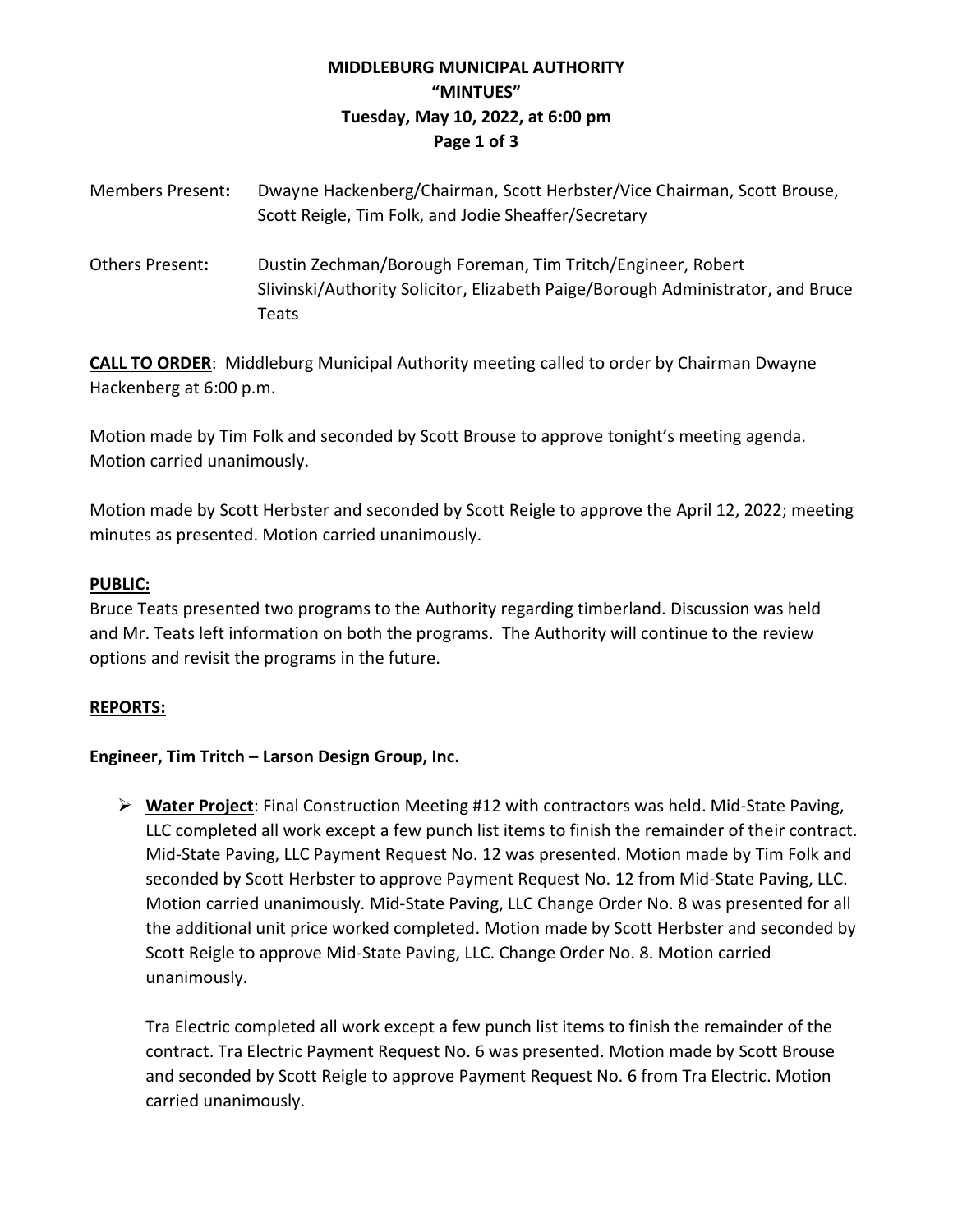# MIDDLEBURG MUNICIPAL AUTHORITY
## "MINTUES"
## Tuesday, May 10, 2022, at 6:00 pm

**Members Present:** Dwayne Hackenberg/Chairman, Scott Herbster/Vice Chairman, Scott Brouse, Scott Reigle, Tim Folk, and Jodie Sheaffer/Secretary

**Others Present:** Dustin Zechman/Borough Foreman, Tim Tritch/Engineer, Robert Slivinski/Authority Solicitor, Elizabeth Paige/Borough Administrator, and Bruce Teats

**CALL TO ORDER**: Middleburg Municipal Authority meeting called to order by Chairman Dwayne Hackenberg at 6:00 p.m.

Motion made by Tim Folk and seconded by Scott Brouse to approve tonight's meeting agenda. Motion carried unanimously.

Motion made by Scott Herbster and seconded by Scott Reigle to approve the April 12, 2022; meeting minutes as presented. Motion carried unanimously.

**PUBLIC:**

Bruce Teats presented two programs to the Authority regarding timberland. Discussion was held and Mr. Teats left information on both the programs. The Authority will continue to the review options and revisit the programs in the future.

**REPORTS:**

**Engineer, Tim Tritch – Larson Design Group, Inc.**

- **Water Project**: Final Construction Meeting #12 with contractors was held. Mid-State Paving, LLC completed all work except a few punch list items to finish the remainder of their contract. Mid-State Paving, LLC Payment Request No. 12 was presented. Motion made by Tim Folk and seconded by Scott Herbster to approve Payment Request No. 12 from Mid-State Paving, LLC. Motion carried unanimously. Mid-State Paving, LLC Change Order No. 8 was presented for all the additional unit price worked completed. Motion made by Scott Herbster and seconded by Scott Reigle to approve Mid-State Paving, LLC. Change Order No. 8. Motion carried unanimously.

  Tra Electric completed all work except a few punch list items to finish the remainder of the contract. Tra Electric Payment Request No. 6 was presented. Motion made by Scott Brouse and seconded by Scott Reigle to approve Payment Request No. 6 from Tra Electric. Motion carried unanimously.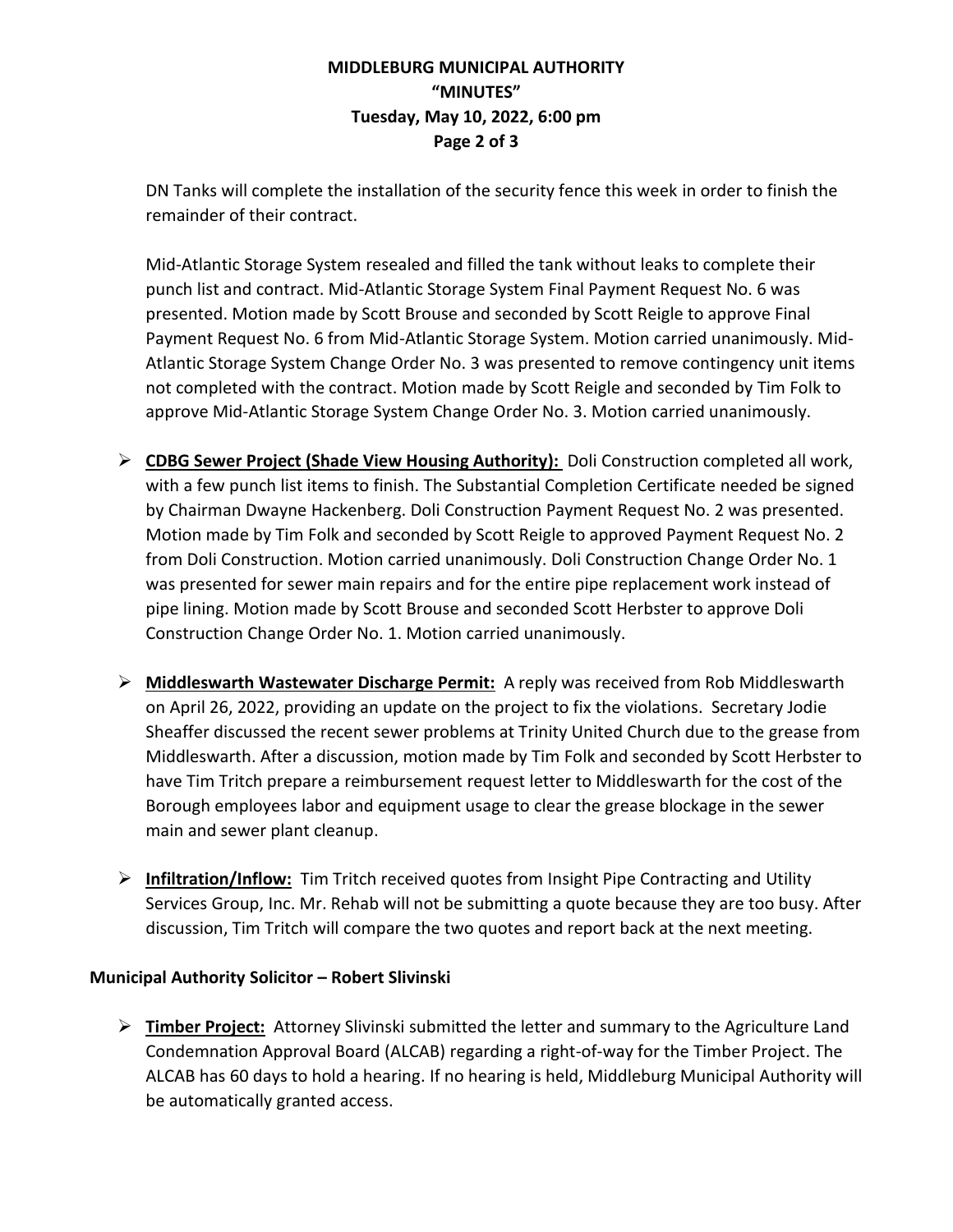DN Tanks will complete the installation of the security fence this week in order to finish the remainder of their contract.

Mid-Atlantic Storage System resealed and filled the tank without leaks to complete their punch list and contract. Mid-Atlantic Storage System Final Payment Request No. 6 was presented. Motion made by Scott Brouse and seconded by Scott Reigle to approve Final Payment Request No. 6 from Mid-Atlantic Storage System. Motion carried unanimously. Mid-Atlantic Storage System Change Order No. 3 was presented to remove contingency unit items not completed with the contract. Motion made by Scott Reigle and seconded by Tim Folk to approve Mid-Atlantic Storage System Change Order No. 3. Motion carried unanimously.

- **CDBG Sewer Project (Shade View Housing Authority):** Doli Construction completed all work, with a few punch list items to finish. The Substantial Completion Certificate needed be signed by Chairman Dwayne Hackenberg. Doli Construction Payment Request No. 2 was presented. Motion made by Tim Folk and seconded by Scott Reigle to approved Payment Request No. 2 from Doli Construction. Motion carried unanimously. Doli Construction Change Order No. 1 was presented for sewer main repairs and for the entire pipe replacement work instead of pipe lining. Motion made by Scott Brouse and seconded Scott Herbster to approve Doli Construction Change Order No. 1. Motion carried unanimously.

- **Middleswarth Wastewater Discharge Permit:** A reply was received from Rob Middleswarth on April 26, 2022, providing an update on the project to fix the violations. Secretary Jodie Sheaffer discussed the recent sewer problems at Trinity United Church due to the grease from Middleswarth. After a discussion, motion made by Tim Folk and seconded by Scott Herbster to have Tim Tritch prepare a reimbursement request letter to Middleswarth for the cost of the Borough employees labor and equipment usage to clear the grease blockage in the sewer main and sewer plant cleanup.

- **Infiltration/Inflow:** Tim Tritch received quotes from Insight Pipe Contracting and Utility Services Group, Inc. Mr. Rehab will not be submitting a quote because they are too busy. After discussion, Tim Tritch will compare the two quotes and report back at the next meeting.

**Municipal Authority Solicitor – Robert Slivinski**

- **Timber Project:** Attorney Slivinski submitted the letter and summary to the Agriculture Land Condemnation Approval Board (ALCAB) regarding a right-of-way for the Timber Project. The ALCAB has 60 days to hold a hearing. If no hearing is held, Middleburg Municipal Authority will be automatically granted access.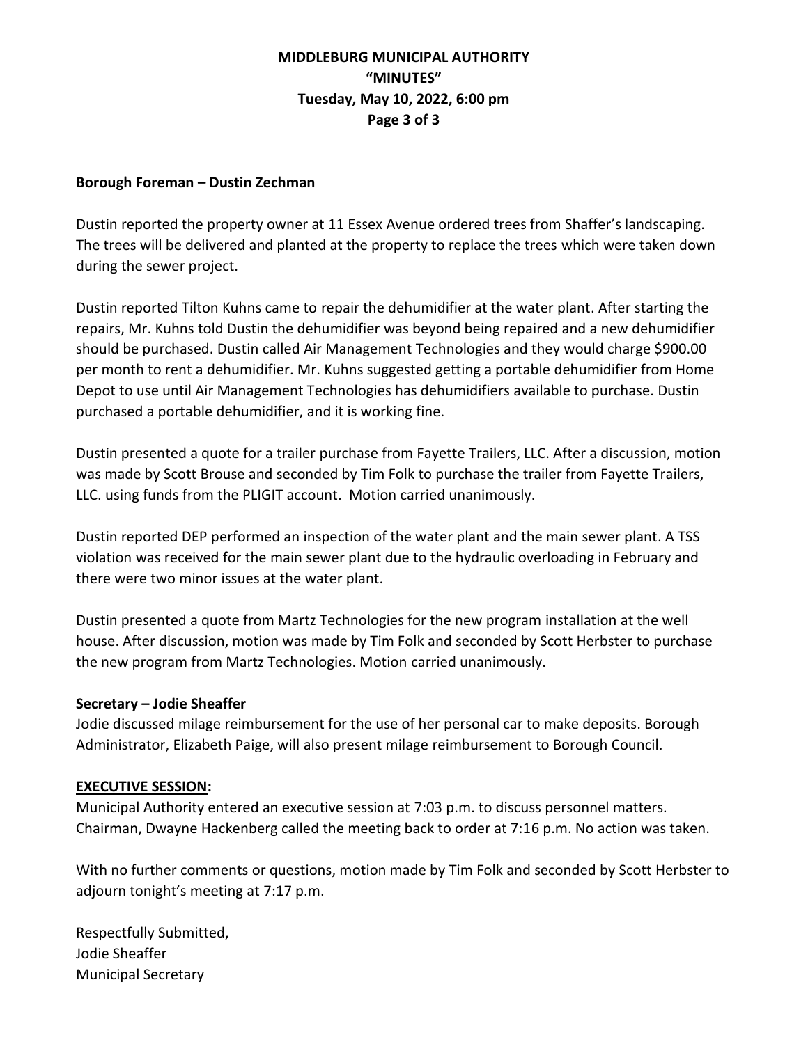**Borough Foreman – Dustin Zechman**

Dustin reported the property owner at 11 Essex Avenue ordered trees from Shaffer's landscaping. The trees will be delivered and planted at the property to replace the trees which were taken down during the sewer project.

Dustin reported Tilton Kuhns came to repair the dehumidifier at the water plant. After starting the repairs, Mr. Kuhns told Dustin the dehumidifier was beyond being repaired and a new dehumidifier should be purchased. Dustin called Air Management Technologies and they would charge $900.00 per month to rent a dehumidifier. Mr. Kuhns suggested getting a portable dehumidifier from Home Depot to use until Air Management Technologies has dehumidifiers available to purchase. Dustin purchased a portable dehumidifier, and it is working fine.

Dustin presented a quote for a trailer purchase from Fayette Trailers, LLC. After a discussion, motion was made by Scott Brouse and seconded by Tim Folk to purchase the trailer from Fayette Trailers, LLC. using funds from the PLIGIT account. Motion carried unanimously.

Dustin reported DEP performed an inspection of the water plant and the main sewer plant. A TSS violation was received for the main sewer plant due to the hydraulic overloading in February and there were two minor issues at the water plant.

Dustin presented a quote from Martz Technologies for the new program installation at the well house. After discussion, motion was made by Tim Folk and seconded by Scott Herbster to purchase the new program from Martz Technologies. Motion carried unanimously.

**Secretary – Jodie Sheaffer**

Jodie discussed milage reimbursement for the use of her personal car to make deposits. Borough Administrator, Elizabeth Paige, will also present milage reimbursement to Borough Council.

**EXECUTIVE SESSION:**

Municipal Authority entered an executive session at 7:03 p.m. to discuss personnel matters. Chairman, Dwayne Hackenberg called the meeting back to order at 7:16 p.m. No action was taken.

With no further comments or questions, motion made by Tim Folk and seconded by Scott Herbster to adjourn tonight's meeting at 7:17 p.m.

Respectfully Submitted,
Jodie Sheaffer
Municipal Secretary